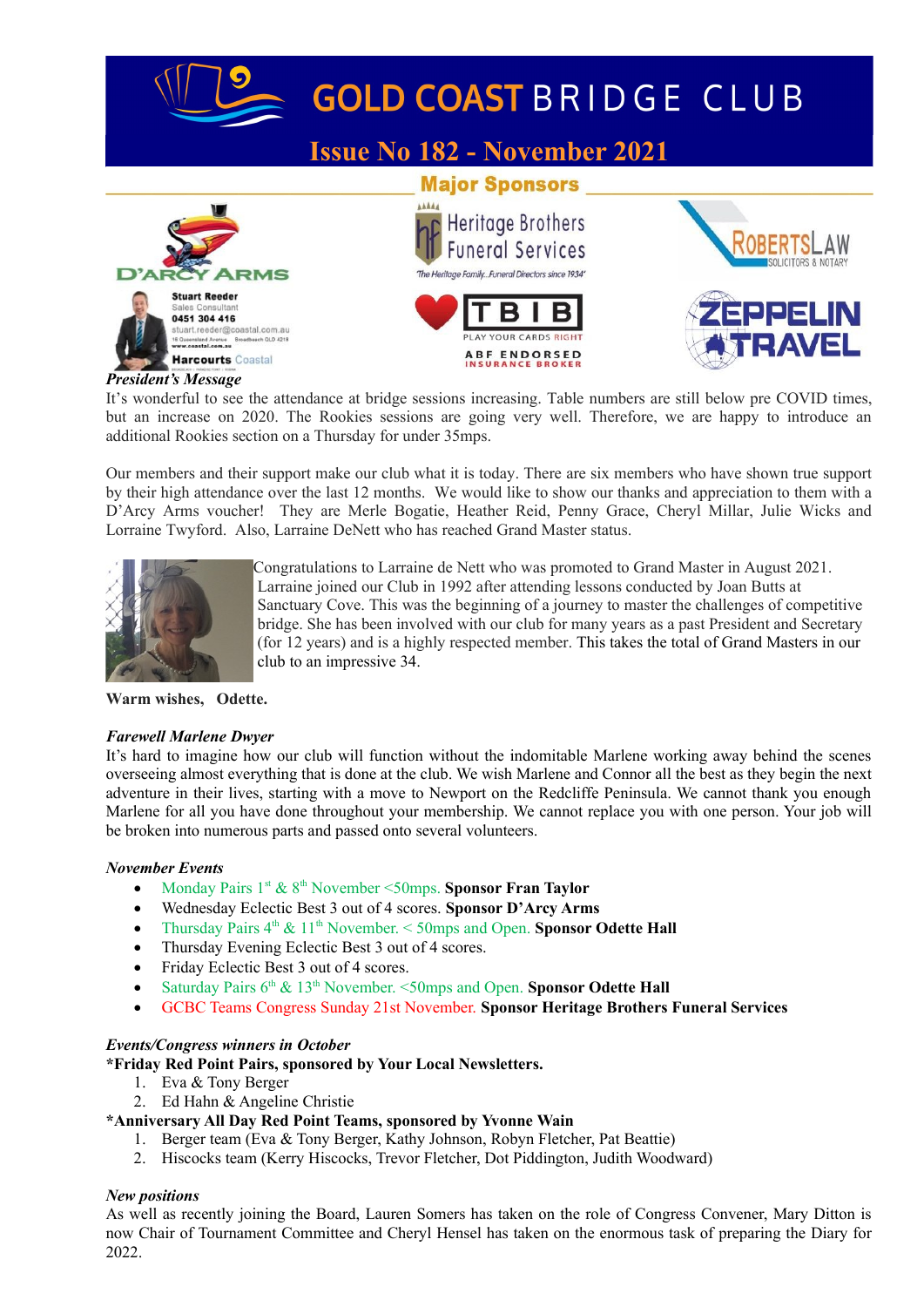# GOLD COAST BRIDGE CLUB

## Issue No 182 - November 2021

### Major Sponsors

D'ARCY ARMS

Stuart Reeder
Sales Consultant
0451 304 416
stuart.reeder@coastal.com.au
Harcourts Coastal

Heritage Brothers Funeral Services
'The Heritage Family...Funeral Directors since 1934'

TBIB
PLAY YOUR CARDS RIGHT
ABF ENDORSED INSURANCE BROKER

ROBERTSLAW
SOLICITORS & NOTARY

ZEPPELIN TRAVEL

***President's Message***

It's wonderful to see the attendance at bridge sessions increasing. Table numbers are still below pre COVID times, but an increase on 2020. The Rookies sessions are going very well. Therefore, we are happy to introduce an additional Rookies section on a Thursday for under 35mps.

Our members and their support make our club what it is today. There are six members who have shown true support by their high attendance over the last 12 months. We would like to show our thanks and appreciation to them with a D'Arcy Arms voucher! They are Merle Bogatie, Heather Reid, Penny Grace, Cheryl Millar, Julie Wicks and Lorraine Twyford. Also, Larraine DeNett who has reached Grand Master status.

Congratulations to Larraine de Nett who was promoted to Grand Master in August 2021. Larraine joined our Club in 1992 after attending lessons conducted by Joan Butts at Sanctuary Cove. This was the beginning of a journey to master the challenges of competitive bridge. She has been involved with our club for many years as a past President and Secretary (for 12 years) and is a highly respected member. This takes the total of Grand Masters in our club to an impressive 34.

**Warm wishes, Odette.**

***Farewell Marlene Dwyer***

It's hard to imagine how our club will function without the indomitable Marlene working away behind the scenes overseeing almost everything that is done at the club. We wish Marlene and Connor all the best as they begin the next adventure in their lives, starting with a move to Newport on the Redcliffe Peninsula. We cannot thank you enough Marlene for all you have done throughout your membership. We cannot replace you with one person. Your job will be broken into numerous parts and passed onto several volunteers.

***November Events***

- Monday Pairs 1st & 8th November <50mps. **Sponsor Fran Taylor**
- Wednesday Eclectic Best 3 out of 4 scores. **Sponsor D'Arcy Arms**
- Thursday Pairs 4th & 11th November. < 50mps and Open. **Sponsor Odette Hall**
- Thursday Evening Eclectic Best 3 out of 4 scores.
- Friday Eclectic Best 3 out of 4 scores.
- Saturday Pairs 6th & 13th November. <50mps and Open. **Sponsor Odette Hall**
- GCBC Teams Congress Sunday 21st November. **Sponsor Heritage Brothers Funeral Services**

***Events/Congress winners in October***

**\*Friday Red Point Pairs, sponsored by Your Local Newsletters.**

1. Eva & Tony Berger
2. Ed Hahn & Angeline Christie

**\*Anniversary All Day Red Point Teams, sponsored by Yvonne Wain**

1. Berger team (Eva & Tony Berger, Kathy Johnson, Robyn Fletcher, Pat Beattie)
2. Hiscocks team (Kerry Hiscocks, Trevor Fletcher, Dot Piddington, Judith Woodward)

***New positions***

As well as recently joining the Board, Lauren Somers has taken on the role of Congress Convener, Mary Ditton is now Chair of Tournament Committee and Cheryl Hensel has taken on the enormous task of preparing the Diary for 2022.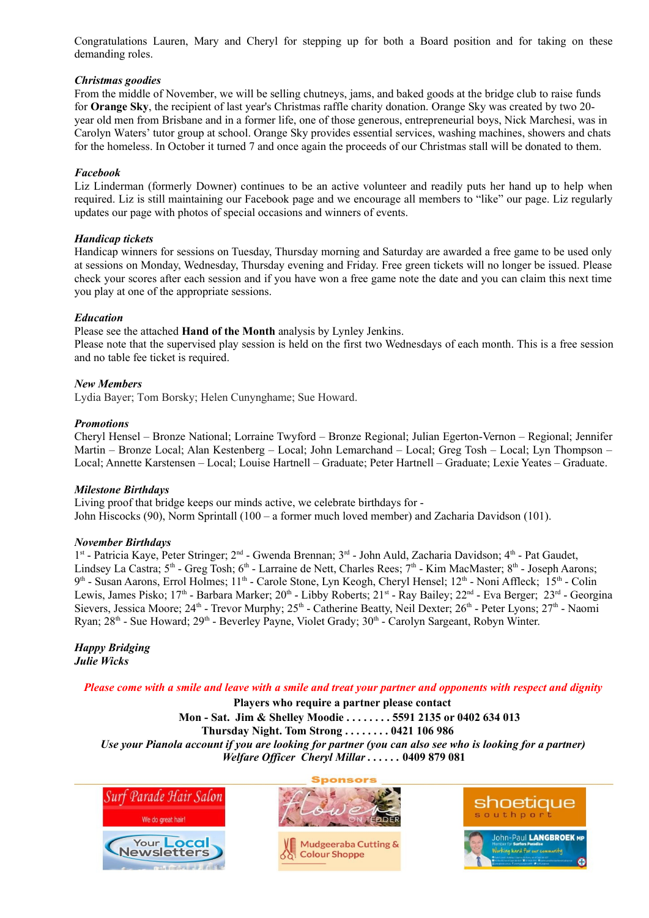Congratulations Lauren, Mary and Cheryl for stepping up for both a Board position and for taking on these demanding roles.

***Christmas goodies***

From the middle of November, we will be selling chutneys, jams, and baked goods at the bridge club to raise funds for **Orange Sky**, the recipient of last year's Christmas raffle charity donation. Orange Sky was created by two 20-year old men from Brisbane and in a former life, one of those generous, entrepreneurial boys, Nick Marchesi, was in Carolyn Waters' tutor group at school. Orange Sky provides essential services, washing machines, showers and chats for the homeless. In October it turned 7 and once again the proceeds of our Christmas stall will be donated to them.

***Facebook***

Liz Linderman (formerly Downer) continues to be an active volunteer and readily puts her hand up to help when required. Liz is still maintaining our Facebook page and we encourage all members to "like" our page. Liz regularly updates our page with photos of special occasions and winners of events.

***Handicap tickets***

Handicap winners for sessions on Tuesday, Thursday morning and Saturday are awarded a free game to be used only at sessions on Monday, Wednesday, Thursday evening and Friday. Free green tickets will no longer be issued. Please check your scores after each session and if you have won a free game note the date and you can claim this next time you play at one of the appropriate sessions.

***Education***

Please see the attached **Hand of the Month** analysis by Lynley Jenkins.
Please note that the supervised play session is held on the first two Wednesdays of each month. This is a free session and no table fee ticket is required.

***New Members***

Lydia Bayer; Tom Borsky; Helen Cunynghame; Sue Howard.

***Promotions***

Cheryl Hensel – Bronze National; Lorraine Twyford – Bronze Regional; Julian Egerton-Vernon – Regional; Jennifer Martin – Bronze Local; Alan Kestenberg – Local; John Lemarchand – Local; Greg Tosh – Local; Lyn Thompson – Local; Annette Karstensen – Local; Louise Hartnell – Graduate; Peter Hartnell – Graduate; Lexie Yeates – Graduate.

***Milestone Birthdays***

Living proof that bridge keeps our minds active, we celebrate birthdays for -
John Hiscocks (90), Norm Sprintall (100 – a former much loved member) and Zacharia Davidson (101).

***November Birthdays***

1st - Patricia Kaye, Peter Stringer; 2nd - Gwenda Brennan; 3rd - John Auld, Zacharia Davidson; 4th - Pat Gaudet, Lindsey La Castra; 5th - Greg Tosh; 6th - Larraine de Nett, Charles Rees; 7th - Kim MacMaster; 8th - Joseph Aarons; 9th - Susan Aarons, Errol Holmes; 11th - Carole Stone, Lyn Keogh, Cheryl Hensel; 12th - Noni Affleck; 15th - Colin Lewis, James Pisko; 17th - Barbara Marker; 20th - Libby Roberts; 21st - Ray Bailey; 22nd - Eva Berger; 23rd - Georgina Sievers, Jessica Moore; 24th - Trevor Murphy; 25th - Catherine Beatty, Neil Dexter; 26th - Peter Lyons; 27th - Naomi Ryan; 28th - Sue Howard; 29th - Beverley Payne, Violet Grady; 30th - Carolyn Sargeant, Robyn Winter.

***Happy Bridging***
***Julie Wicks***

***Please come with a smile and leave with a smile and treat your partner and opponents with respect and dignity***

**Players who require a partner please contact**
**Mon - Sat. Jim & Shelley Moodie . . . . . . . . 5591 2135 or 0402 634 013**
**Thursday Night. Tom Strong . . . . . . . . 0421 106 986**
***Use your Pianola account if you are looking for partner (you can also see who is looking for a partner)***
***Welfare Officer Cheryl Millar . . . . . .* 0409 879 081**

Sponsors

Surf Parade Hair Salon — We do great hair!

Flowers on Tedder

shoetique southport

Your Local Newsletters

Mudgeeraba Cutting & Colour Shoppe

John-Paul LANGBROEK MP — Member for Surfers Paradise — Working hard for our community